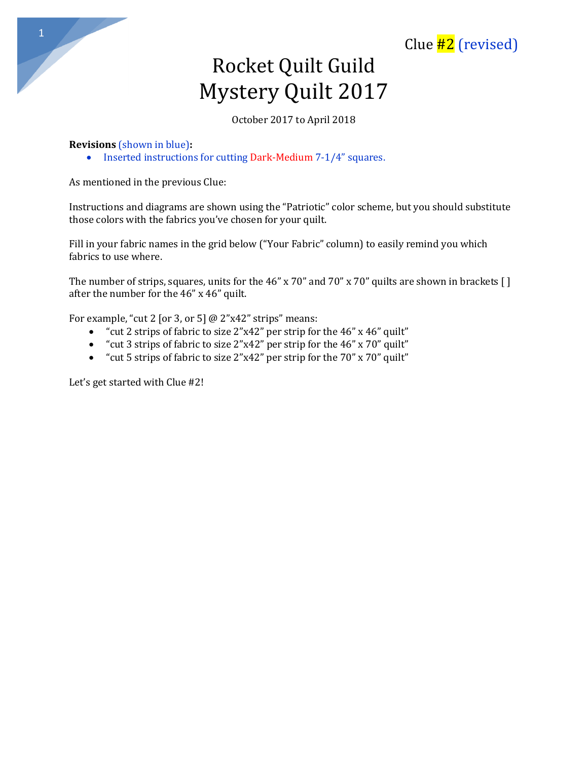Clue #2 (revised)

# Rocket Quilt Guild
# Mystery Quilt 2017

October 2017 to April 2018

**Revisions** (shown in blue)**:**

- Inserted instructions for cutting Dark-Medium 7-1/4" squares.

As mentioned in the previous Clue:

Instructions and diagrams are shown using the "Patriotic" color scheme, but you should substitute those colors with the fabrics you've chosen for your quilt.

Fill in your fabric names in the grid below ("Your Fabric" column) to easily remind you which fabrics to use where.

The number of strips, squares, units for the 46" x 70" and 70" x 70" quilts are shown in brackets [ ] after the number for the 46" x 46" quilt.

For example, "cut 2 [or 3, or 5] @ 2"x42" strips" means:

- "cut 2 strips of fabric to size 2"x42" per strip for the 46" x 46" quilt"
- "cut 3 strips of fabric to size 2"x42" per strip for the 46" x 70" quilt"
- "cut 5 strips of fabric to size 2"x42" per strip for the 70" x 70" quilt"

Let's get started with Clue #2!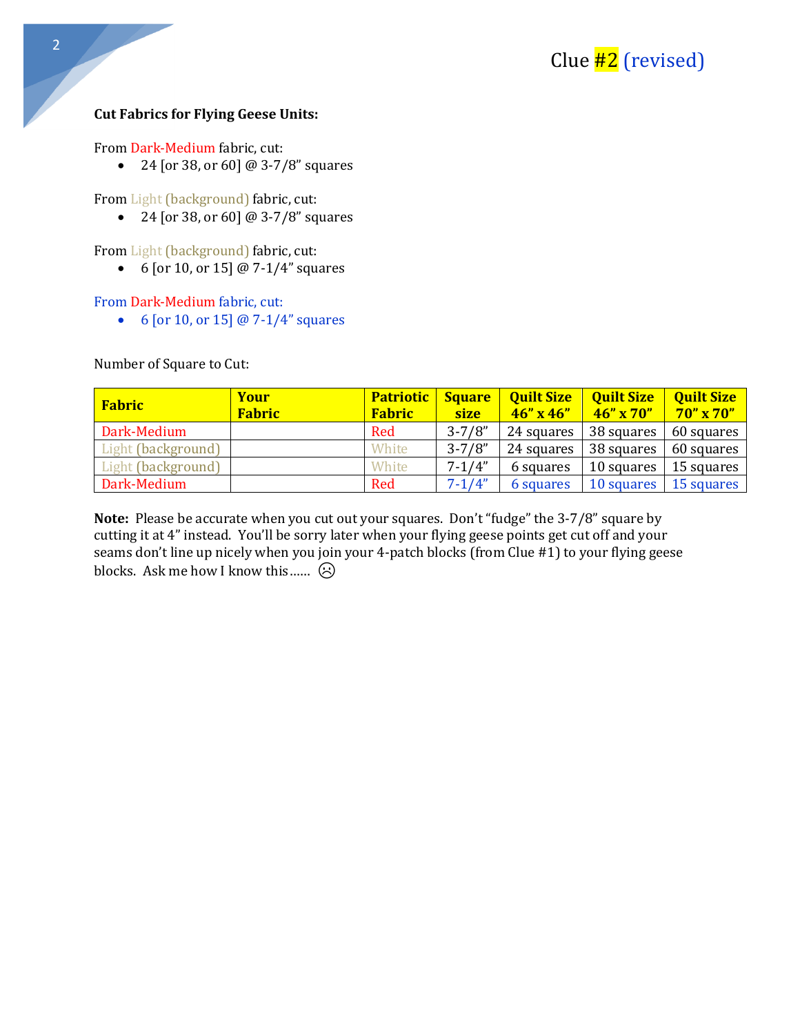Clue #2 (revised)

**Cut Fabrics for Flying Geese Units:**

From Dark-Medium fabric, cut:

- 24 [or 38, or 60] @ 3-7/8" squares

From Light (background) fabric, cut:

- 24 [or 38, or 60] @ 3-7/8" squares

From Light (background) fabric, cut:

- 6 [or 10, or 15] @ 7-1/4" squares

From Dark-Medium fabric, cut:

- 6 [or 10, or 15] @ 7-1/4" squares

Number of Square to Cut:

| Fabric | Your Fabric | Patriotic Fabric | Square size | Quilt Size 46" x 46" | Quilt Size 46" x 70" | Quilt Size 70" x 70" |
|---|---|---|---|---|---|---|
| Dark-Medium | | Red | 3-7/8" | 24 squares | 38 squares | 60 squares |
| Light (background) | | White | 3-7/8" | 24 squares | 38 squares | 60 squares |
| Light (background) | | White | 7-1/4" | 6 squares | 10 squares | 15 squares |
| Dark-Medium | | Red | 7-1/4" | 6 squares | 10 squares | 15 squares |

**Note:** Please be accurate when you cut out your squares. Don't "fudge" the 3-7/8" square by cutting it at 4" instead. You'll be sorry later when your flying geese points get cut off and your seams don't line up nicely when you join your 4-patch blocks (from Clue #1) to your flying geese blocks. Ask me how I know this...... ☹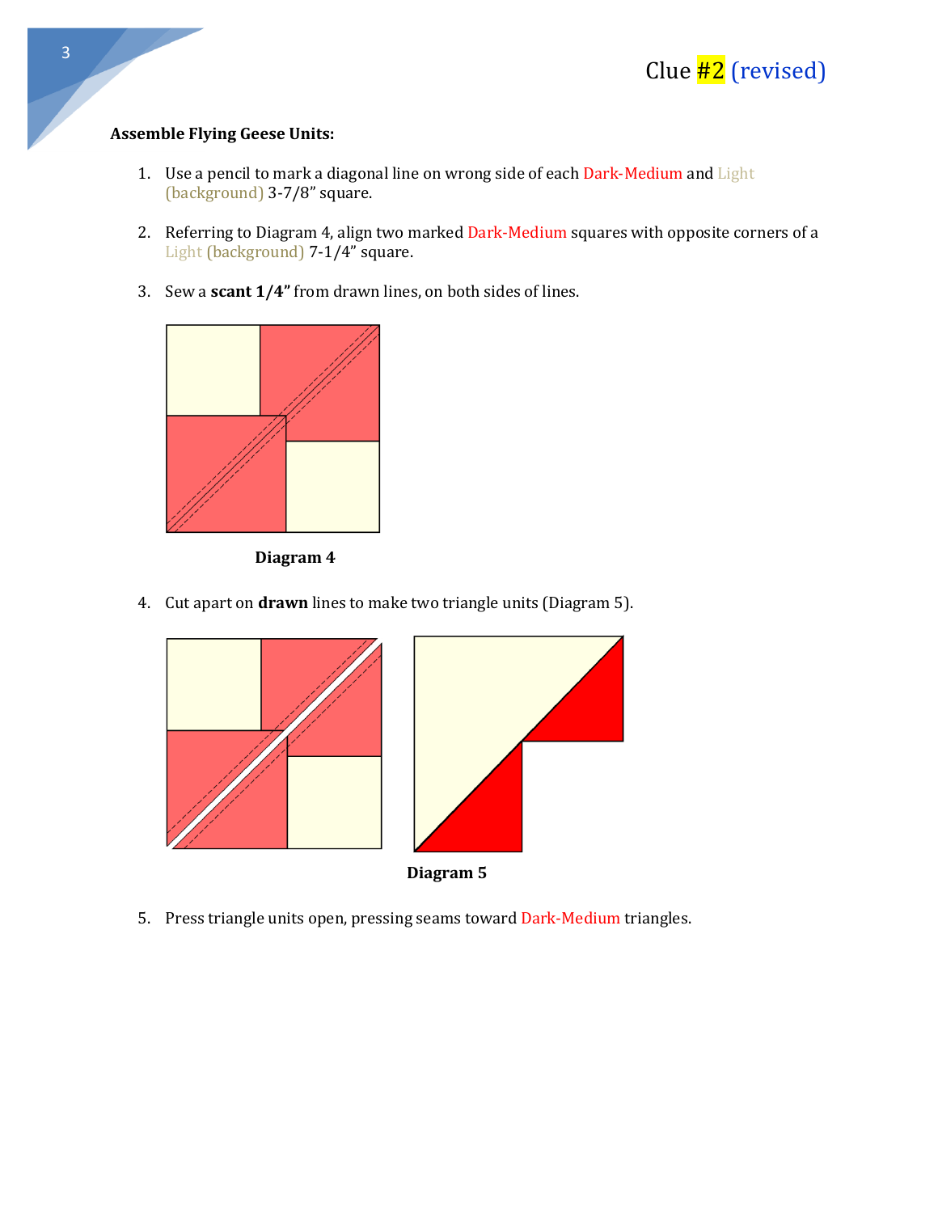Clue #2 (revised)

**Assemble Flying Geese Units:**

1. Use a pencil to mark a diagonal line on wrong side of each Dark-Medium and Light (background) 3-7/8" square.

2. Referring to Diagram 4, align two marked Dark-Medium squares with opposite corners of a Light (background) 7-1/4" square.

3. Sew a **scant 1/4"** from drawn lines, on both sides of lines.

**Diagram 4**

4. Cut apart on **drawn** lines to make two triangle units (Diagram 5).

**Diagram 5**

5. Press triangle units open, pressing seams toward Dark-Medium triangles.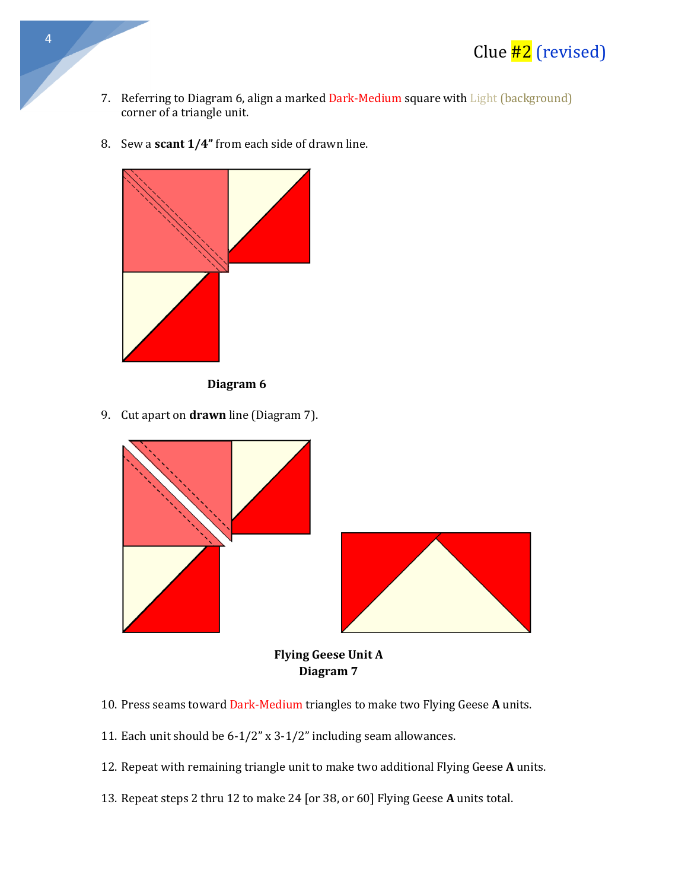# Clue #2 (revised)

7. Referring to Diagram 6, align a marked Dark-Medium square with Light (background) corner of a triangle unit.

8. Sew a **scant 1/4"** from each side of drawn line.

**Diagram 6**

9. Cut apart on **drawn** line (Diagram 7).

**Flying Geese Unit A**
**Diagram 7**

10. Press seams toward Dark-Medium triangles to make two Flying Geese **A** units.

11. Each unit should be 6-1/2" x 3-1/2" including seam allowances.

12. Repeat with remaining triangle unit to make two additional Flying Geese **A** units.

13. Repeat steps 2 thru 12 to make 24 [or 38, or 60] Flying Geese **A** units total.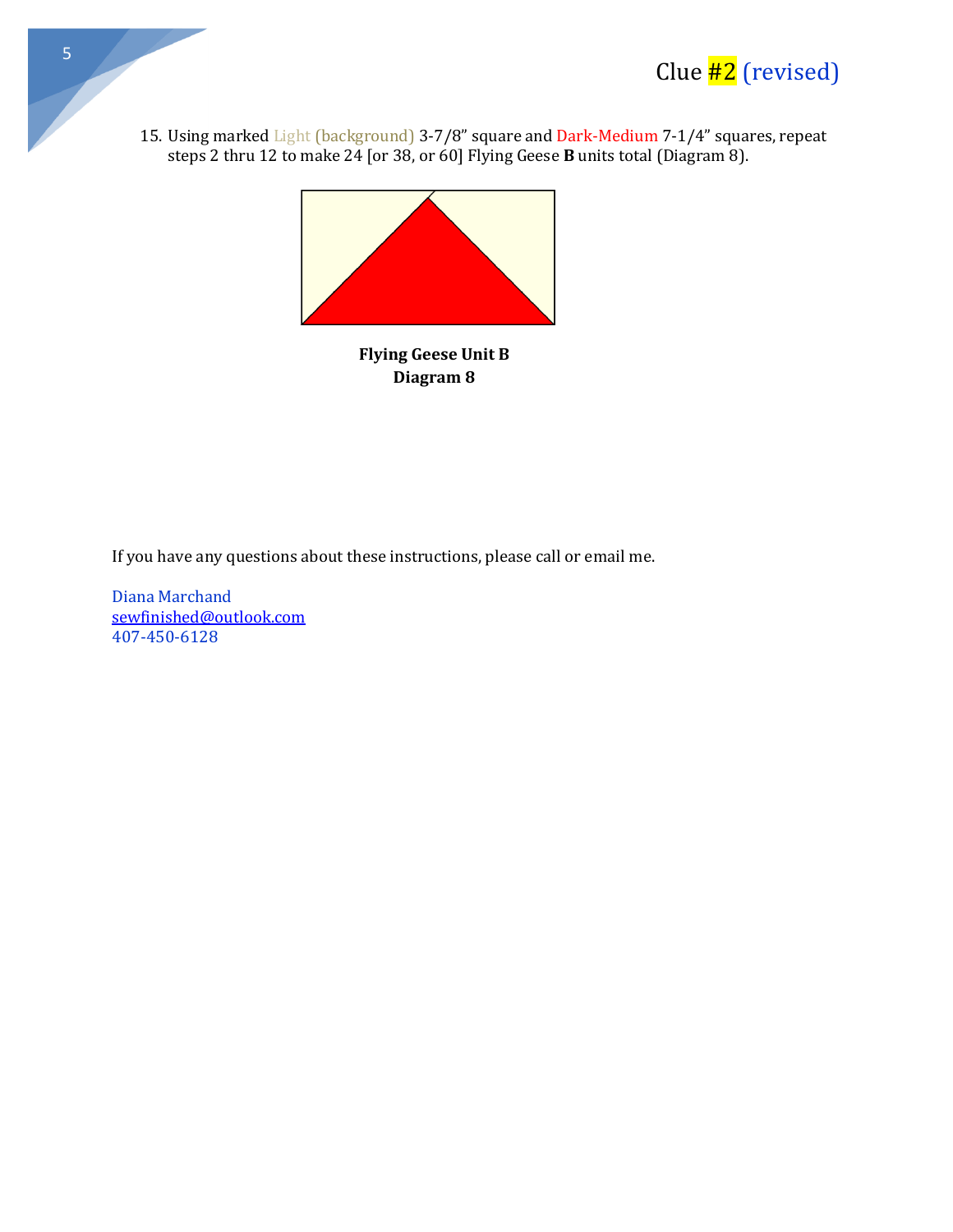Clue #2 (revised)

15. Using marked Light (background) 3-7/8” square and Dark-Medium 7-1/4” squares, repeat steps 2 thru 12 to make 24 [or 38, or 60] Flying Geese **B** units total (Diagram 8).

**Flying Geese Unit B**
**Diagram 8**

If you have any questions about these instructions, please call or email me.

Diana Marchand
sewfinished@outlook.com
407-450-6128